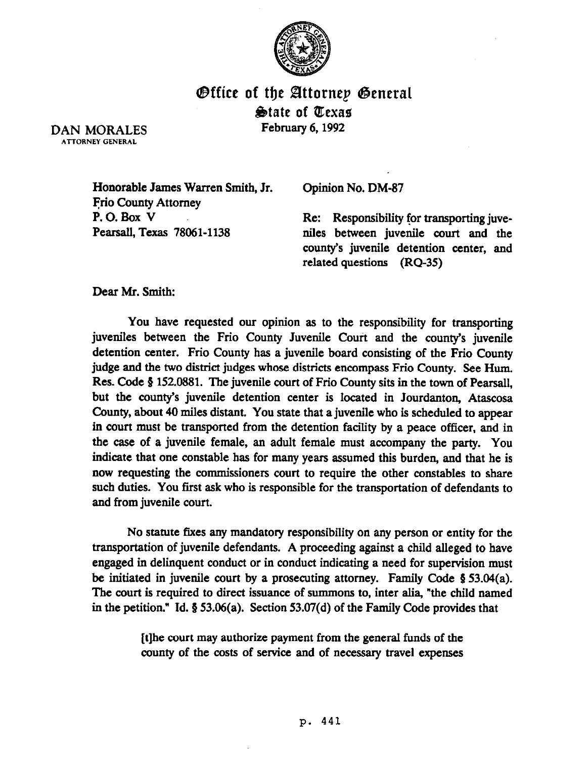# Office of the Attorney General

## State of Texas

DAN MORALES
ATTORNEY GENERAL

February 6, 1992

Honorable James Warren Smith, Jr.
Frio County Attorney
P. O. Box V
Pearsall, Texas 78061-1138

Opinion No. DM-87

Re: Responsibility for transporting juveniles between juvenile court and the county's juvenile detention center, and related questions (RQ-35)

Dear Mr. Smith:

You have requested our opinion as to the responsibility for transporting juveniles between the Frio County Juvenile Court and the county's juvenile detention center. Frio County has a juvenile board consisting of the Frio County judge and the two district judges whose districts encompass Frio County. See Hum. Res. Code § 152.0881. The juvenile court of Frio County sits in the town of Pearsall, but the county's juvenile detention center is located in Jourdanton, Atascosa County, about 40 miles distant. You state that a juvenile who is scheduled to appear in court must be transported from the detention facility by a peace officer, and in the case of a juvenile female, an adult female must accompany the party. You indicate that one constable has for many years assumed this burden, and that he is now requesting the commissioners court to require the other constables to share such duties. You first ask who is responsible for the transportation of defendants to and from juvenile court.

No statute fixes any mandatory responsibility on any person or entity for the transportation of juvenile defendants. A proceeding against a child alleged to have engaged in delinquent conduct or in conduct indicating a need for supervision must be initiated in juvenile court by a prosecuting attorney. Family Code § 53.04(a). The court is required to direct issuance of summons to, inter alia, "the child named in the petition." Id. § 53.06(a). Section 53.07(d) of the Family Code provides that

> [t]he court may authorize payment from the general funds of the county of the costs of service and of necessary travel expenses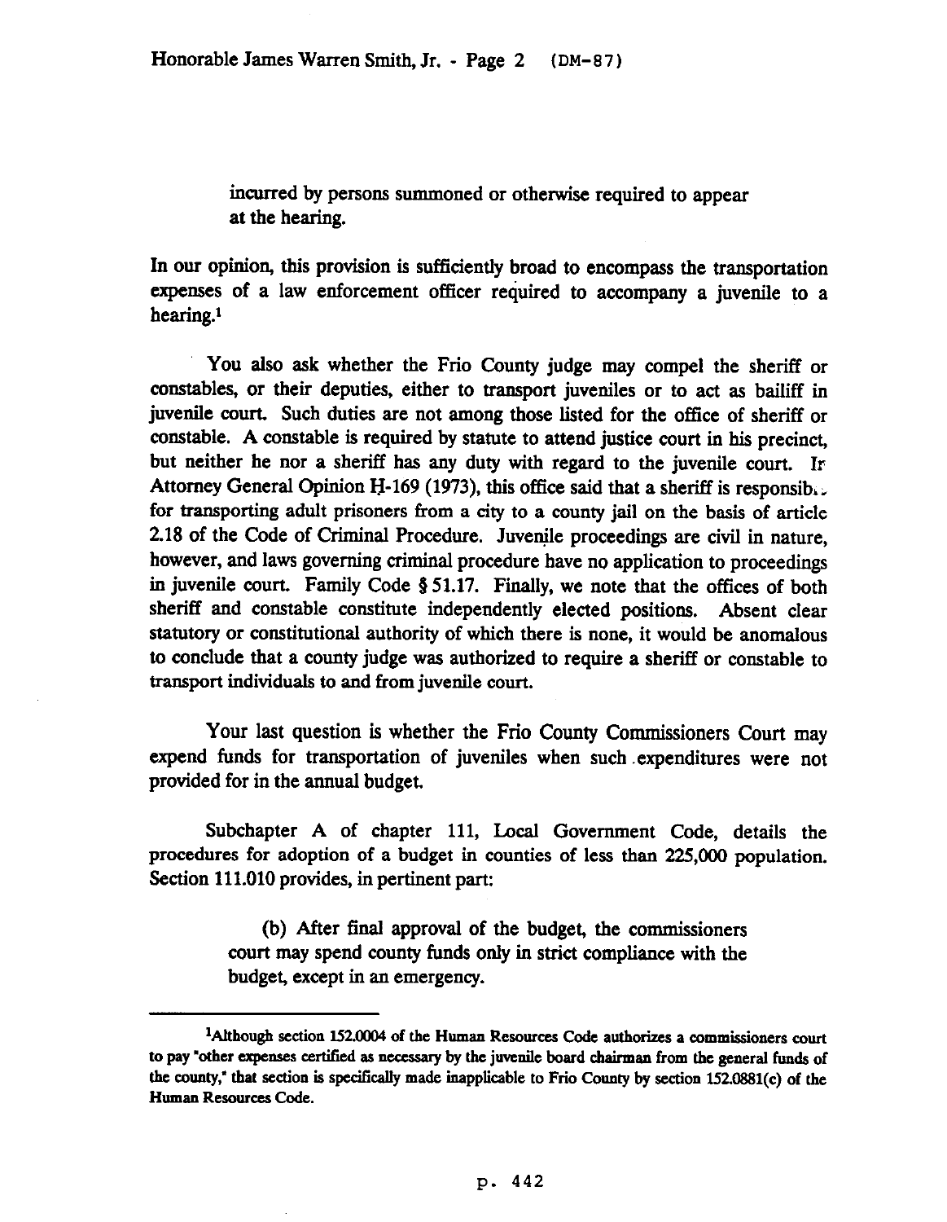incurred by persons summoned or otherwise required to appear at the hearing.

In our opinion, this provision is sufficiently broad to encompass the transportation expenses of a law enforcement officer required to accompany a juvenile to a hearing.[1]

You also ask whether the Frio County judge may compel the sheriff or constables, or their deputies, either to transport juveniles or to act as bailiff in juvenile court. Such duties are not among those listed for the office of sheriff or constable. A constable is required by statute to attend justice court in his precinct, but neither he nor a sheriff has any duty with regard to the juvenile court. In Attorney General Opinion H-169 (1973), this office said that a sheriff is responsible for transporting adult prisoners from a city to a county jail on the basis of article 2.18 of the Code of Criminal Procedure. Juvenile proceedings are civil in nature, however, and laws governing criminal procedure have no application to proceedings in juvenile court. Family Code § 51.17. Finally, we note that the offices of both sheriff and constable constitute independently elected positions. Absent clear statutory or constitutional authority of which there is none, it would be anomalous to conclude that a county judge was authorized to require a sheriff or constable to transport individuals to and from juvenile court.

Your last question is whether the Frio County Commissioners Court may expend funds for transportation of juveniles when such expenditures were not provided for in the annual budget.

Subchapter A of chapter 111, Local Government Code, details the procedures for adoption of a budget in counties of less than 225,000 population. Section 111.010 provides, in pertinent part:

> (b) After final approval of the budget, the commissioners court may spend county funds only in strict compliance with the budget, except in an emergency.

---

[1] Although section 152.0004 of the Human Resources Code authorizes a commissioners court to pay "other expenses certified as necessary by the juvenile board chairman from the general funds of the county," that section is specifically made inapplicable to Frio County by section 152.0881(c) of the Human Resources Code.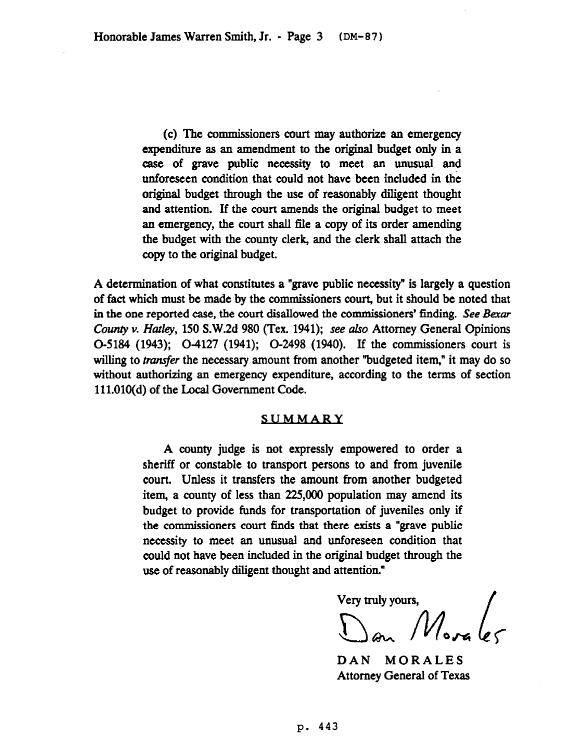> (c) The commissioners court may authorize an emergency expenditure as an amendment to the original budget only in a case of grave public necessity to meet an unusual and unforeseen condition that could not have been included in the original budget through the use of reasonably diligent thought and attention. If the court amends the original budget to meet an emergency, the court shall file a copy of its order amending the budget with the county clerk, and the clerk shall attach the copy to the original budget.

A determination of what constitutes a "grave public necessity" is largely a question of fact which must be made by the commissioners court, but it should be noted that in the one reported case, the court disallowed the commissioners' finding. *See Bexar County v. Hatley*, 150 S.W.2d 980 (Tex. 1941); *see also* Attorney General Opinions O-5184 (1943); O-4127 (1941); O-2498 (1940). If the commissioners court is willing to *transfer* the necessary amount from another "budgeted item," it may do so without authorizing an emergency expenditure, according to the terms of section 111.010(d) of the Local Government Code.

## SUMMARY

> A county judge is not expressly empowered to order a sheriff or constable to transport persons to and from juvenile court. Unless it transfers the amount from another budgeted item, a county of less than 225,000 population may amend its budget to provide funds for transportation of juveniles only if the commissioners court finds that there exists a "grave public necessity to meet an unusual and unforeseen condition that could not have been included in the original budget through the use of reasonably diligent thought and attention."

Very truly yours,

Dan Morales

DAN MORALES
Attorney General of Texas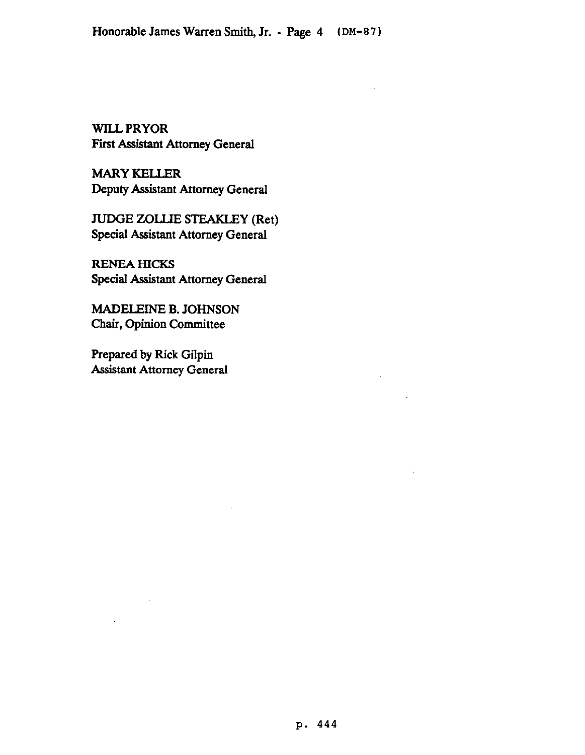WILL PRYOR
First Assistant Attorney General

MARY KELLER
Deputy Assistant Attorney General

JUDGE ZOLLIE STEAKLEY (Ret)
Special Assistant Attorney General

RENEA HICKS
Special Assistant Attorney General

MADELEINE B. JOHNSON
Chair, Opinion Committee

Prepared by Rick Gilpin
Assistant Attorney General